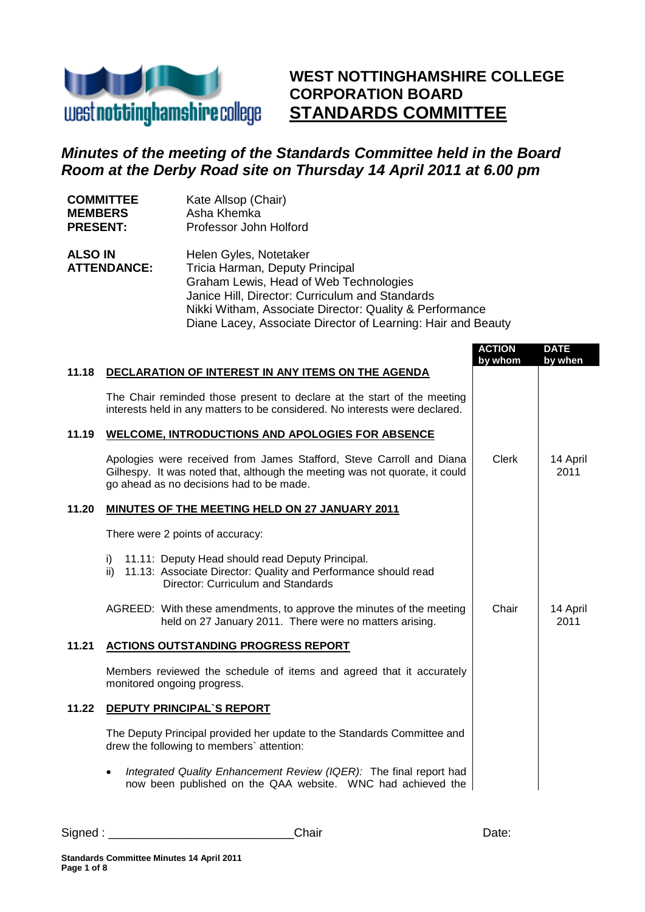# WEST NOTTINGHAMSHIRE COLLEGE CORPORATION BOARD

## STANDARDS COMMITTEE

### *Minutes of the meeting of the Standards Committee held in the Board Room at the Derby Road site on Thursday 14 April 2011 at 6.00 pm*

**COMMITTEE MEMBERS PRESENT:**
Kate Allsop (Chair)
Asha Khemka
Professor John Holford

**ALSO IN ATTENDANCE:**
Helen Gyles, Notetaker
Tricia Harman, Deputy Principal
Graham Lewis, Head of Web Technologies
Janice Hill, Director: Curriculum and Standards
Nikki Witham, Associate Director: Quality & Performance
Diane Lacey, Associate Director of Learning: Hair and Beauty

| | | ACTION by whom | DATE by when |
|---|---|---|---|
| **11.18** | **DECLARATION OF INTEREST IN ANY ITEMS ON THE AGENDA** | | |
| | The Chair reminded those present to declare at the start of the meeting interests held in any matters to be considered. No interests were declared. | | |
| **11.19** | **WELCOME, INTRODUCTIONS AND APOLOGIES FOR ABSENCE** | | |
| | Apologies were received from James Stafford, Steve Carroll and Diana Gilhespy. It was noted that, although the meeting was not quorate, it could go ahead as no decisions had to be made. | Clerk | 14 April 2011 |
| **11.20** | **MINUTES OF THE MEETING HELD ON 27 JANUARY 2011** | | |
| | There were 2 points of accuracy:<br><br>i) 11.11: Deputy Head should read Deputy Principal.<br>ii) 11.13: Associate Director: Quality and Performance should read Director: Curriculum and Standards | | |
| | AGREED: With these amendments, to approve the minutes of the meeting held on 27 January 2011. There were no matters arising. | Chair | 14 April 2011 |
| **11.21** | **ACTIONS OUTSTANDING PROGRESS REPORT** | | |
| | Members reviewed the schedule of items and agreed that it accurately monitored ongoing progress. | | |
| **11.22** | **DEPUTY PRINCIPAL`S REPORT** | | |
| | The Deputy Principal provided her update to the Standards Committee and drew the following to members` attention:<br><br>• *Integrated Quality Enhancement Review (IQER):* The final report had now been published on the QAA website. WNC had achieved the | | |

Signed : ___________________________Chair Date: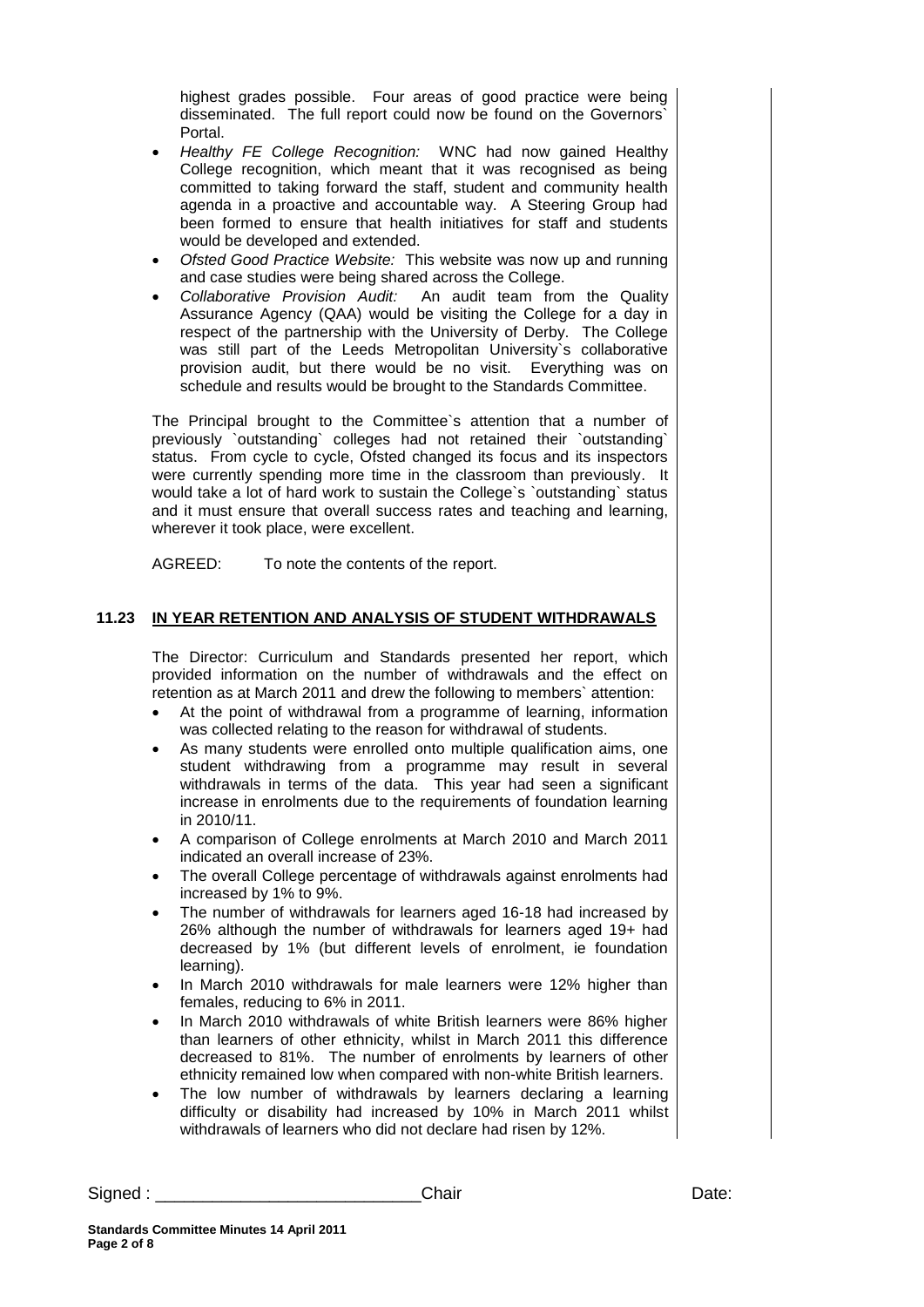highest grades possible. Four areas of good practice were being disseminated. The full report could now be found on the Governors` Portal.

- *Healthy FE College Recognition:* WNC had now gained Healthy College recognition, which meant that it was recognised as being committed to taking forward the staff, student and community health agenda in a proactive and accountable way. A Steering Group had been formed to ensure that health initiatives for staff and students would be developed and extended.
- *Ofsted Good Practice Website:* This website was now up and running and case studies were being shared across the College.
- *Collaborative Provision Audit:* An audit team from the Quality Assurance Agency (QAA) would be visiting the College for a day in respect of the partnership with the University of Derby. The College was still part of the Leeds Metropolitan University`s collaborative provision audit, but there would be no visit. Everything was on schedule and results would be brought to the Standards Committee.

The Principal brought to the Committee`s attention that a number of previously `outstanding` colleges had not retained their `outstanding` status. From cycle to cycle, Ofsted changed its focus and its inspectors were currently spending more time in the classroom than previously. It would take a lot of hard work to sustain the College`s `outstanding` status and it must ensure that overall success rates and teaching and learning, wherever it took place, were excellent.

AGREED: To note the contents of the report.

## 11.23 IN YEAR RETENTION AND ANALYSIS OF STUDENT WITHDRAWALS

The Director: Curriculum and Standards presented her report, which provided information on the number of withdrawals and the effect on retention as at March 2011 and drew the following to members` attention:

- At the point of withdrawal from a programme of learning, information was collected relating to the reason for withdrawal of students.
- As many students were enrolled onto multiple qualification aims, one student withdrawing from a programme may result in several withdrawals in terms of the data. This year had seen a significant increase in enrolments due to the requirements of foundation learning in 2010/11.
- A comparison of College enrolments at March 2010 and March 2011 indicated an overall increase of 23%.
- The overall College percentage of withdrawals against enrolments had increased by 1% to 9%.
- The number of withdrawals for learners aged 16-18 had increased by 26% although the number of withdrawals for learners aged 19+ had decreased by 1% (but different levels of enrolment, ie foundation learning).
- In March 2010 withdrawals for male learners were 12% higher than females, reducing to 6% in 2011.
- In March 2010 withdrawals of white British learners were 86% higher than learners of other ethnicity, whilst in March 2011 this difference decreased to 81%. The number of enrolments by learners of other ethnicity remained low when compared with non-white British learners.
- The low number of withdrawals by learners declaring a learning difficulty or disability had increased by 10% in March 2011 whilst withdrawals of learners who did not declare had risen by 12%.

Signed : ____________________________Chair Date: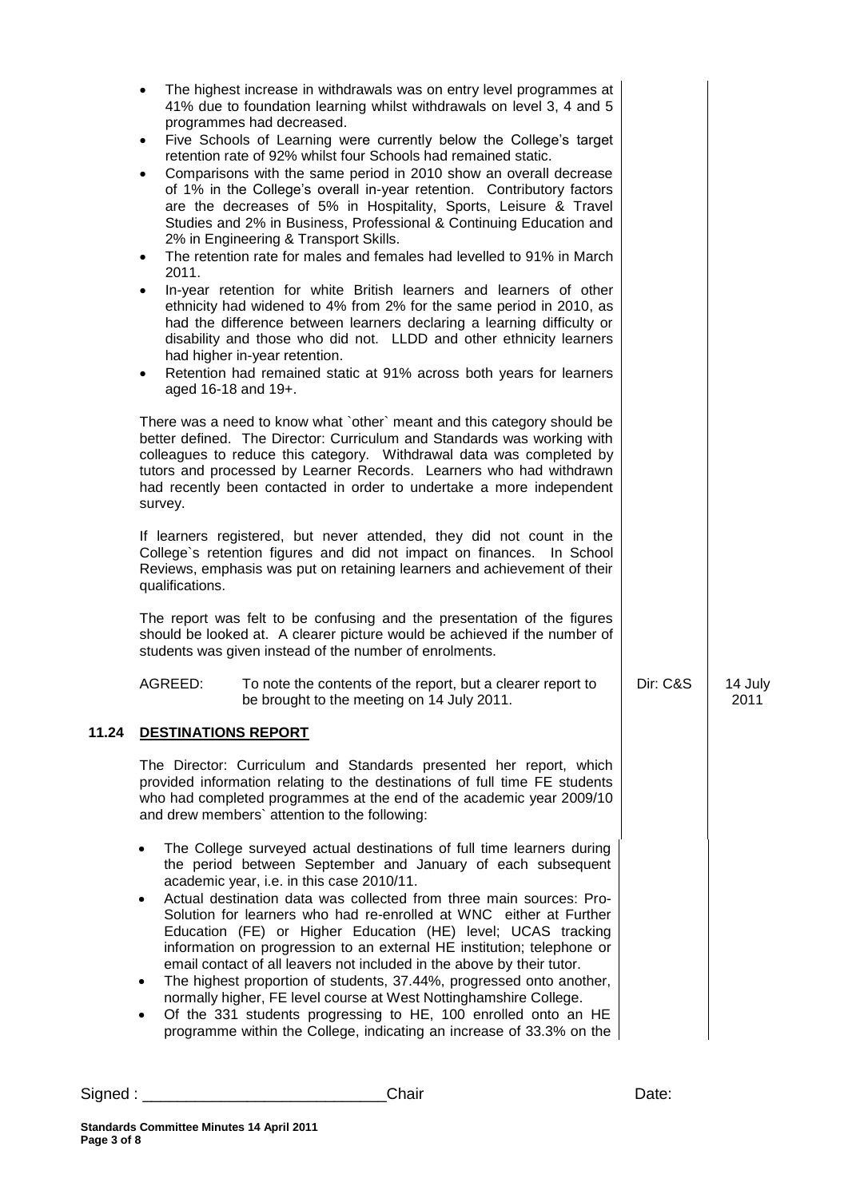- The highest increase in withdrawals was on entry level programmes at 41% due to foundation learning whilst withdrawals on level 3, 4 and 5 programmes had decreased.
- Five Schools of Learning were currently below the College's target retention rate of 92% whilst four Schools had remained static.
- Comparisons with the same period in 2010 show an overall decrease of 1% in the College's overall in-year retention. Contributory factors are the decreases of 5% in Hospitality, Sports, Leisure & Travel Studies and 2% in Business, Professional & Continuing Education and 2% in Engineering & Transport Skills.
- The retention rate for males and females had levelled to 91% in March 2011.
- In-year retention for white British learners and learners of other ethnicity had widened to 4% from 2% for the same period in 2010, as had the difference between learners declaring a learning difficulty or disability and those who did not. LLDD and other ethnicity learners had higher in-year retention.
- Retention had remained static at 91% across both years for learners aged 16-18 and 19+.

There was a need to know what `other` meant and this category should be better defined. The Director: Curriculum and Standards was working with colleagues to reduce this category. Withdrawal data was completed by tutors and processed by Learner Records. Learners who had withdrawn had recently been contacted in order to undertake a more independent survey.

If learners registered, but never attended, they did not count in the College`s retention figures and did not impact on finances. In School Reviews, emphasis was put on retaining learners and achievement of their qualifications.

The report was felt to be confusing and the presentation of the figures should be looked at. A clearer picture would be achieved if the number of students was given instead of the number of enrolments.

| | | | |
|---|---|---|---|
| AGREED: | To note the contents of the report, but a clearer report to be brought to the meeting on 14 July 2011. | Dir: C&S | 14 July 2011 |

## 11.24 DESTINATIONS REPORT

The Director: Curriculum and Standards presented her report, which provided information relating to the destinations of full time FE students who had completed programmes at the end of the academic year 2009/10 and drew members` attention to the following:

- The College surveyed actual destinations of full time learners during the period between September and January of each subsequent academic year, i.e. in this case 2010/11.
- Actual destination data was collected from three main sources: Pro-Solution for learners who had re-enrolled at WNC either at Further Education (FE) or Higher Education (HE) level; UCAS tracking information on progression to an external HE institution; telephone or email contact of all leavers not included in the above by their tutor.
- The highest proportion of students, 37.44%, progressed onto another, normally higher, FE level course at West Nottinghamshire College.
- Of the 331 students progressing to HE, 100 enrolled onto an HE programme within the College, indicating an increase of 33.3% on the

Signed : ___________________________Chair Date: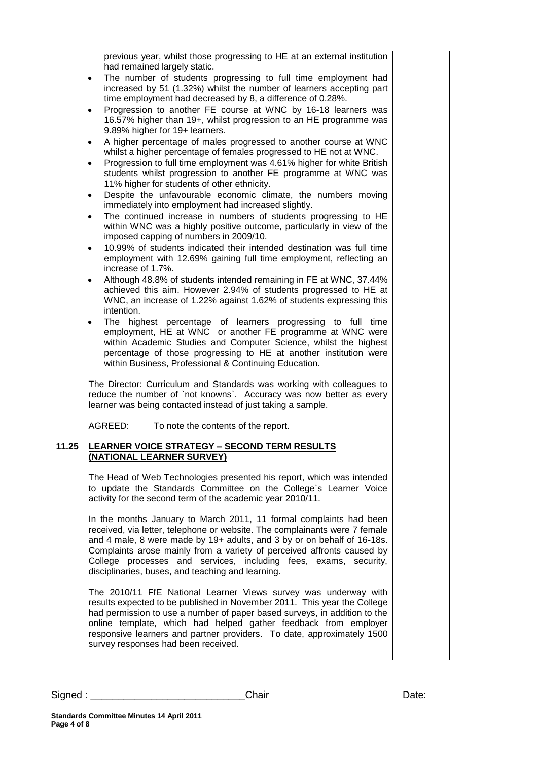previous year, whilst those progressing to HE at an external institution had remained largely static.

- The number of students progressing to full time employment had increased by 51 (1.32%) whilst the number of learners accepting part time employment had decreased by 8, a difference of 0.28%.
- Progression to another FE course at WNC by 16-18 learners was 16.57% higher than 19+, whilst progression to an HE programme was 9.89% higher for 19+ learners.
- A higher percentage of males progressed to another course at WNC whilst a higher percentage of females progressed to HE not at WNC.
- Progression to full time employment was 4.61% higher for white British students whilst progression to another FE programme at WNC was 11% higher for students of other ethnicity.
- Despite the unfavourable economic climate, the numbers moving immediately into employment had increased slightly.
- The continued increase in numbers of students progressing to HE within WNC was a highly positive outcome, particularly in view of the imposed capping of numbers in 2009/10.
- 10.99% of students indicated their intended destination was full time employment with 12.69% gaining full time employment, reflecting an increase of 1.7%.
- Although 48.8% of students intended remaining in FE at WNC, 37.44% achieved this aim. However 2.94% of students progressed to HE at WNC, an increase of 1.22% against 1.62% of students expressing this intention.
- The highest percentage of learners progressing to full time employment, HE at WNC or another FE programme at WNC were within Academic Studies and Computer Science, whilst the highest percentage of those progressing to HE at another institution were within Business, Professional & Continuing Education.

The Director: Curriculum and Standards was working with colleagues to reduce the number of `not knowns`. Accuracy was now better as every learner was being contacted instead of just taking a sample.

AGREED: To note the contents of the report.

**11.25 LEARNER VOICE STRATEGY – SECOND TERM RESULTS (NATIONAL LEARNER SURVEY)**

The Head of Web Technologies presented his report, which was intended to update the Standards Committee on the College`s Learner Voice activity for the second term of the academic year 2010/11.

In the months January to March 2011, 11 formal complaints had been received, via letter, telephone or website. The complainants were 7 female and 4 male, 8 were made by 19+ adults, and 3 by or on behalf of 16-18s. Complaints arose mainly from a variety of perceived affronts caused by College processes and services, including fees, exams, security, disciplinaries, buses, and teaching and learning.

The 2010/11 FfE National Learner Views survey was underway with results expected to be published in November 2011. This year the College had permission to use a number of paper based surveys, in addition to the online template, which had helped gather feedback from employer responsive learners and partner providers. To date, approximately 1500 survey responses had been received.

Signed : ___________________________Chair Date: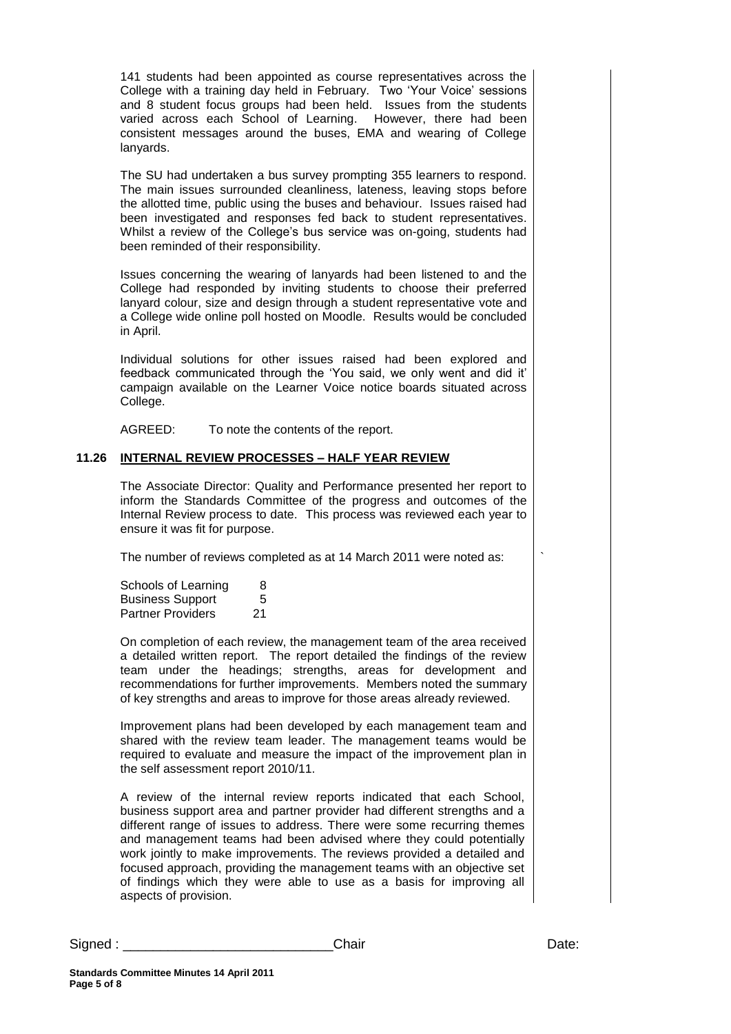141 students had been appointed as course representatives across the College with a training day held in February. Two 'Your Voice' sessions and 8 student focus groups had been held. Issues from the students varied across each School of Learning. However, there had been consistent messages around the buses, EMA and wearing of College lanyards.

The SU had undertaken a bus survey prompting 355 learners to respond. The main issues surrounded cleanliness, lateness, leaving stops before the allotted time, public using the buses and behaviour. Issues raised had been investigated and responses fed back to student representatives. Whilst a review of the College's bus service was on-going, students had been reminded of their responsibility.

Issues concerning the wearing of lanyards had been listened to and the College had responded by inviting students to choose their preferred lanyard colour, size and design through a student representative vote and a College wide online poll hosted on Moodle. Results would be concluded in April.

Individual solutions for other issues raised had been explored and feedback communicated through the 'You said, we only went and did it' campaign available on the Learner Voice notice boards situated across College.

AGREED: To note the contents of the report.

## 11.26 INTERNAL REVIEW PROCESSES – HALF YEAR REVIEW

The Associate Director: Quality and Performance presented her report to inform the Standards Committee of the progress and outcomes of the Internal Review process to date. This process was reviewed each year to ensure it was fit for purpose.

The number of reviews completed as at 14 March 2011 were noted as:

| | |
|---|---|
| Schools of Learning | 8 |
| Business Support | 5 |
| Partner Providers | 21 |

On completion of each review, the management team of the area received a detailed written report. The report detailed the findings of the review team under the headings; strengths, areas for development and recommendations for further improvements. Members noted the summary of key strengths and areas to improve for those areas already reviewed.

Improvement plans had been developed by each management team and shared with the review team leader. The management teams would be required to evaluate and measure the impact of the improvement plan in the self assessment report 2010/11.

A review of the internal review reports indicated that each School, business support area and partner provider had different strengths and a different range of issues to address. There were some recurring themes and management teams had been advised where they could potentially work jointly to make improvements. The reviews provided a detailed and focused approach, providing the management teams with an objective set of findings which they were able to use as a basis for improving all aspects of provision.

Signed : \_\_\_\_\_\_\_\_\_\_\_\_\_\_\_\_\_\_\_\_\_\_\_\_\_\_\_\_ Chair Date: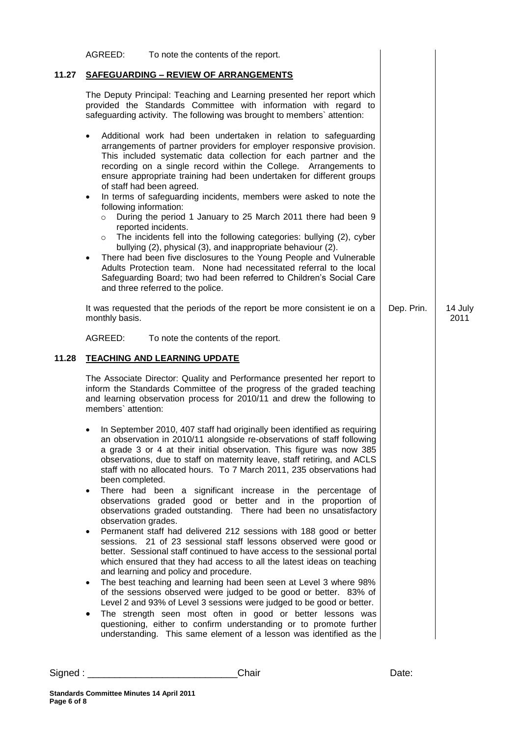AGREED: To note the contents of the report.

## 11.27 SAFEGUARDING – REVIEW OF ARRANGEMENTS

The Deputy Principal: Teaching and Learning presented her report which provided the Standards Committee with information with regard to safeguarding activity. The following was brought to members` attention:

- Additional work had been undertaken in relation to safeguarding arrangements of partner providers for employer responsive provision. This included systematic data collection for each partner and the recording on a single record within the College. Arrangements to ensure appropriate training had been undertaken for different groups of staff had been agreed.
- In terms of safeguarding incidents, members were asked to note the following information:
  - During the period 1 January to 25 March 2011 there had been 9 reported incidents.
  - The incidents fell into the following categories: bullying (2), cyber bullying (2), physical (3), and inappropriate behaviour (2).
- There had been five disclosures to the Young People and Vulnerable Adults Protection team. None had necessitated referral to the local Safeguarding Board; two had been referred to Children's Social Care and three referred to the police.

It was requested that the periods of the report be more consistent ie on a monthly basis. — **Dep. Prin.** — **14 July 2011**

AGREED: To note the contents of the report.

## 11.28 TEACHING AND LEARNING UPDATE

The Associate Director: Quality and Performance presented her report to inform the Standards Committee of the progress of the graded teaching and learning observation process for 2010/11 and drew the following to members` attention:

- In September 2010, 407 staff had originally been identified as requiring an observation in 2010/11 alongside re-observations of staff following a grade 3 or 4 at their initial observation. This figure was now 385 observations, due to staff on maternity leave, staff retiring, and ACLS staff with no allocated hours. To 7 March 2011, 235 observations had been completed.
- There had been a significant increase in the percentage of observations graded good or better and in the proportion of observations graded outstanding. There had been no unsatisfactory observation grades.
- Permanent staff had delivered 212 sessions with 188 good or better sessions. 21 of 23 sessional staff lessons observed were good or better. Sessional staff continued to have access to the sessional portal which ensured that they had access to all the latest ideas on teaching and learning and policy and procedure.
- The best teaching and learning had been seen at Level 3 where 98% of the sessions observed were judged to be good or better. 83% of Level 2 and 93% of Level 3 sessions were judged to be good or better.
- The strength seen most often in good or better lessons was questioning, either to confirm understanding or to promote further understanding. This same element of a lesson was identified as the

Signed : ____________________________Chair Date: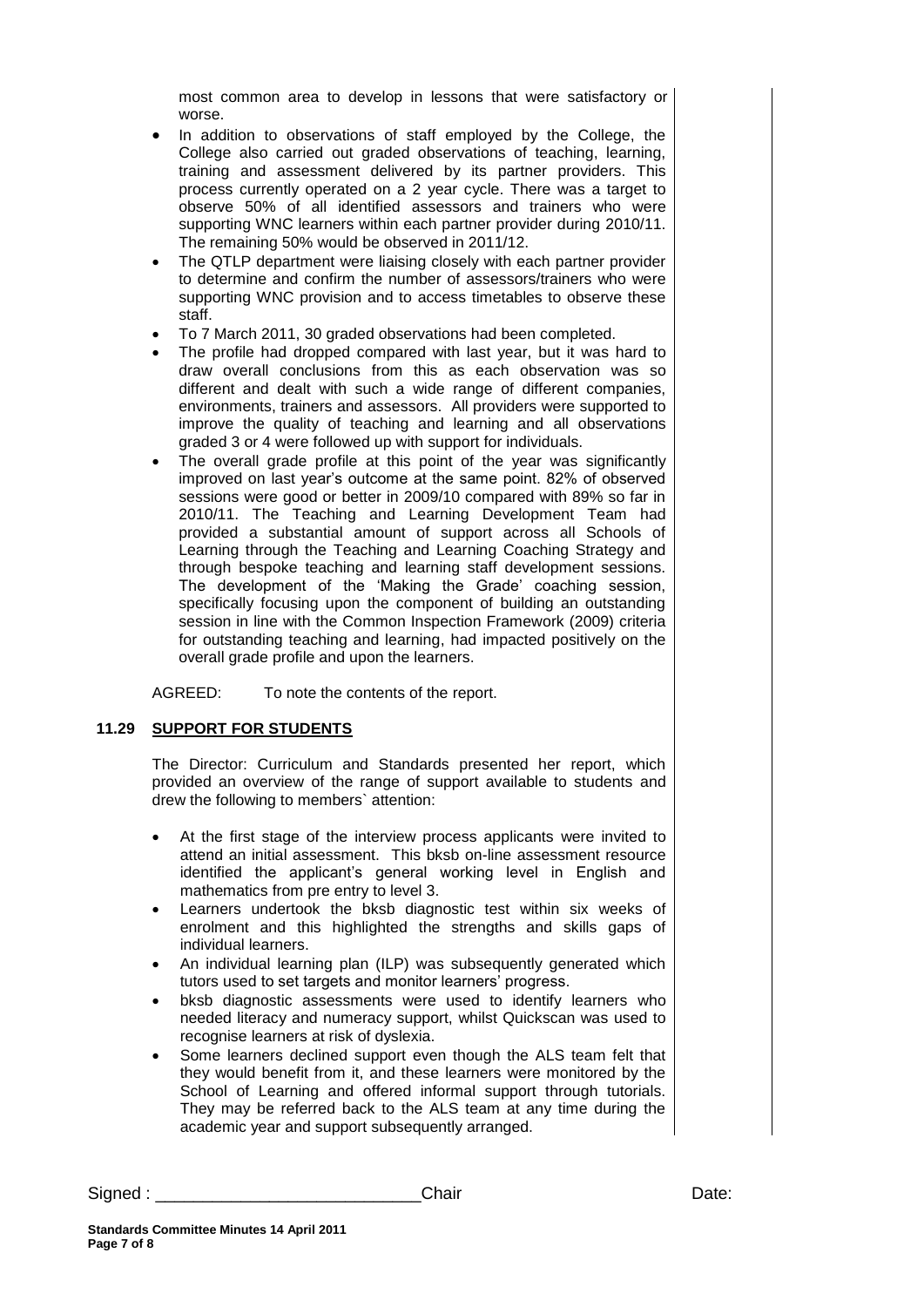most common area to develop in lessons that were satisfactory or worse.

- In addition to observations of staff employed by the College, the College also carried out graded observations of teaching, learning, training and assessment delivered by its partner providers. This process currently operated on a 2 year cycle. There was a target to observe 50% of all identified assessors and trainers who were supporting WNC learners within each partner provider during 2010/11. The remaining 50% would be observed in 2011/12.
- The QTLP department were liaising closely with each partner provider to determine and confirm the number of assessors/trainers who were supporting WNC provision and to access timetables to observe these staff.
- To 7 March 2011, 30 graded observations had been completed.
- The profile had dropped compared with last year, but it was hard to draw overall conclusions from this as each observation was so different and dealt with such a wide range of different companies, environments, trainers and assessors. All providers were supported to improve the quality of teaching and learning and all observations graded 3 or 4 were followed up with support for individuals.
- The overall grade profile at this point of the year was significantly improved on last year's outcome at the same point. 82% of observed sessions were good or better in 2009/10 compared with 89% so far in 2010/11. The Teaching and Learning Development Team had provided a substantial amount of support across all Schools of Learning through the Teaching and Learning Coaching Strategy and through bespoke teaching and learning staff development sessions. The development of the 'Making the Grade' coaching session, specifically focusing upon the component of building an outstanding session in line with the Common Inspection Framework (2009) criteria for outstanding teaching and learning, had impacted positively on the overall grade profile and upon the learners.

AGREED: To note the contents of the report.

## 11.29 SUPPORT FOR STUDENTS

The Director: Curriculum and Standards presented her report, which provided an overview of the range of support available to students and drew the following to members` attention:

- At the first stage of the interview process applicants were invited to attend an initial assessment. This bksb on-line assessment resource identified the applicant's general working level in English and mathematics from pre entry to level 3.
- Learners undertook the bksb diagnostic test within six weeks of enrolment and this highlighted the strengths and skills gaps of individual learners.
- An individual learning plan (ILP) was subsequently generated which tutors used to set targets and monitor learners' progress.
- bksb diagnostic assessments were used to identify learners who needed literacy and numeracy support, whilst Quickscan was used to recognise learners at risk of dyslexia.
- Some learners declined support even though the ALS team felt that they would benefit from it, and these learners were monitored by the School of Learning and offered informal support through tutorials. They may be referred back to the ALS team at any time during the academic year and support subsequently arranged.

Signed : ____________________________Chair Date:

**Standards Committee Minutes 14 April 2011**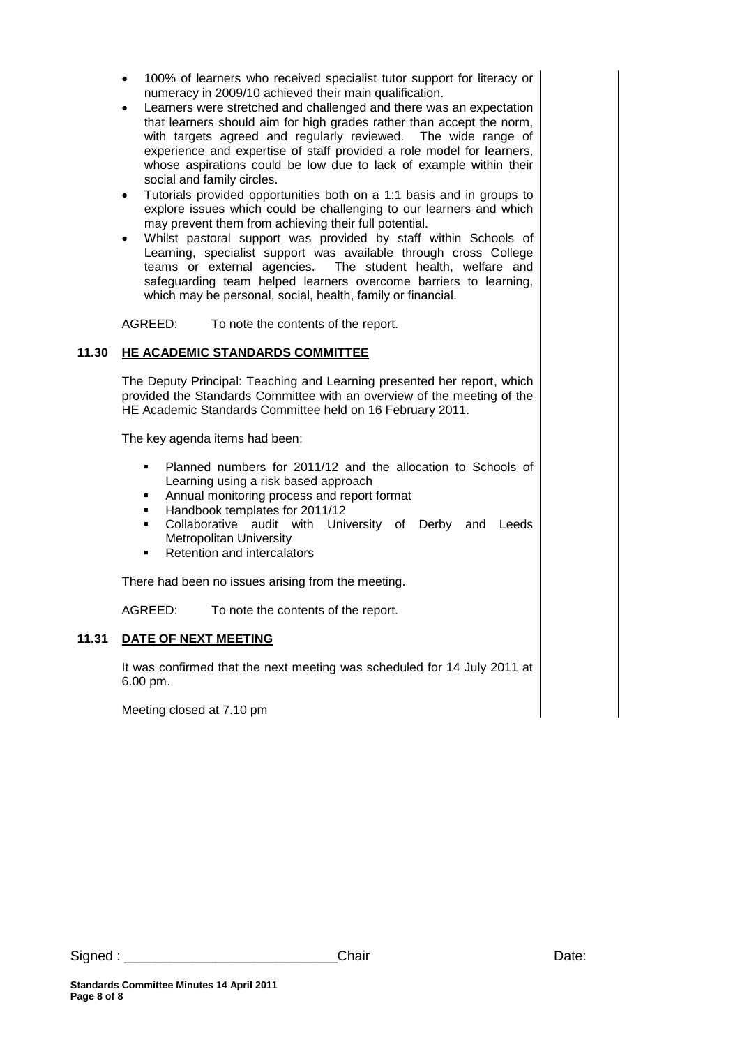- 100% of learners who received specialist tutor support for literacy or numeracy in 2009/10 achieved their main qualification.
- Learners were stretched and challenged and there was an expectation that learners should aim for high grades rather than accept the norm, with targets agreed and regularly reviewed. The wide range of experience and expertise of staff provided a role model for learners, whose aspirations could be low due to lack of example within their social and family circles.
- Tutorials provided opportunities both on a 1:1 basis and in groups to explore issues which could be challenging to our learners and which may prevent them from achieving their full potential.
- Whilst pastoral support was provided by staff within Schools of Learning, specialist support was available through cross College teams or external agencies. The student health, welfare and safeguarding team helped learners overcome barriers to learning, which may be personal, social, health, family or financial.

AGREED: To note the contents of the report.

**11.30 HE ACADEMIC STANDARDS COMMITTEE**

The Deputy Principal: Teaching and Learning presented her report, which provided the Standards Committee with an overview of the meeting of the HE Academic Standards Committee held on 16 February 2011.

The key agenda items had been:

- Planned numbers for 2011/12 and the allocation to Schools of Learning using a risk based approach
- Annual monitoring process and report format
- Handbook templates for 2011/12
- Collaborative audit with University of Derby and Leeds Metropolitan University
- Retention and intercalators

There had been no issues arising from the meeting.

AGREED: To note the contents of the report.

**11.31 DATE OF NEXT MEETING**

It was confirmed that the next meeting was scheduled for 14 July 2011 at 6.00 pm.

Meeting closed at 7.10 pm

Signed : ____________________________Chair Date: